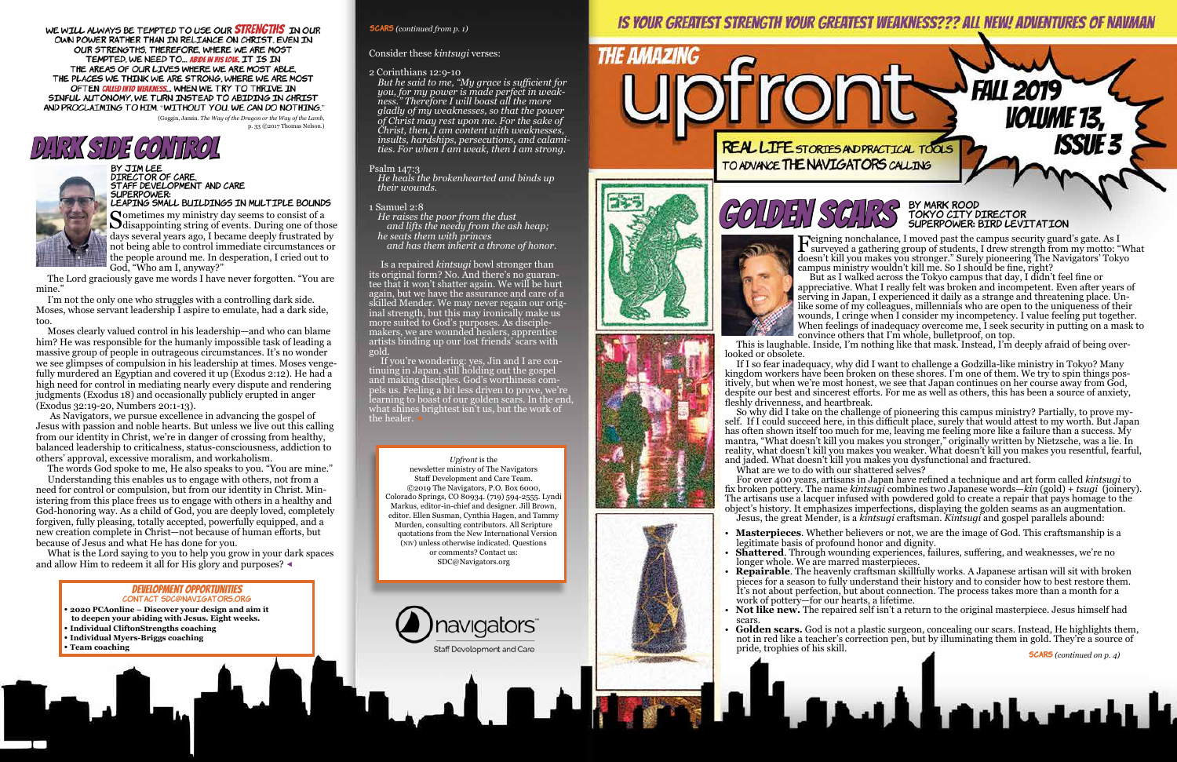WE WILL ALWAYS BE TEMPTED TO USE OUR STRENGTHS IN OUR OWN POWER RATHER THAN IN RELIANCE ON CHRIST. EVEN IN OUR STRENGTHS, THEREFORE, WHERE WE ARE MOST TEMPTED, WE NEED TO... ABIDE IN HIS LOVE. IT IS IN THE AREAS OF OUR LIVES WHERE WE ARE MOST ABLE, THE PLACES WE THINK WE ARE STRONG, WHERE WE ARE MOST OFTEN CALLED INTO WEAKNESS... WHEN WE TRY TO THRIVE IN SINFUL AUTONOMY, WE TURN INSTEAD TO ABIDING IN CHRIST AND PROCLAIMING TO HIM, "WITHOUT YOU, WE CAN DO NOTHING."

(Goggin, Jamin. *The Way of the Dragon or the Way of the Lamb*, p. 33 ©2017 Thomas Nelson.)

# DARK SIDE CONTROL

BY JIM LEE
DIRECTOR OF CARE,
STAFF DEVELOPMENT AND CARE
SUPERPOWER:
LEAPING SMALL BUILDINGS IN MULTIPLE BOUNDS

Sometimes my ministry day seems to consist of a disappointing string of events. During one of those days several years ago, I became deeply frustrated by not being able to control immediate circumstances or the people around me. In desperation, I cried out to God, "Who am I, anyway?"

The Lord graciously gave me words I have never forgotten. "You are mine."

I'm not the only one who struggles with a controlling dark side. Moses, whose servant leadership I aspire to emulate, had a dark side, too.

Moses clearly valued control in his leadership—and who can blame him? He was responsible for the humanly impossible task of leading a massive group of people in outrageous circumstances. It's no wonder we see glimpses of compulsion in his leadership at times. Moses vengefully murdered an Egyptian and covered it up (Exodus 2:12). He had a high need for control in mediating nearly every dispute and rendering judgments (Exodus 18) and occasionally publicly erupted in anger (Exodus 32:19-20, Numbers 20:1-13).

As Navigators, we pursue excellence in advancing the gospel of Jesus with passion and noble hearts. But unless we live out this calling from our identity in Christ, we're in danger of crossing from healthy, balanced leadership to criticalness, status-consciousness, addiction to others' approval, excessive moralism, and workaholism.

The words God spoke to me, He also speaks to you. "You are mine."

Understanding this enables us to engage with others, not from a need for control or compulsion, but from our identity in Christ. Ministering from this place frees us to engage with others in a healthy and God-honoring way. As a child of God, you are deeply loved, completely forgiven, fully pleasing, totally accepted, powerfully equipped, and a new creation complete in Christ—not because of human efforts, but because of Jesus and what He has done for you.

What is the Lord saying to you to help you grow in your dark spaces and allow Him to redeem it all for His glory and purposes? ◂

## DEVELOPMENT OPPORTUNITIES

CONTACT SDC@NAVIGATORS.ORG

- **2020 PCAonline – Discover your design and aim it to deepen your abiding with Jesus. Eight weeks.**
- **Individual CliftonStrengths coaching**
- **Individual Myers-Briggs coaching**
- **Team coaching**

SCARS *(continued from p. 1)*

Consider these *kintsugi* verses:

2 Corinthians 12:9-10
*But he said to me, "My grace is sufficient for you, for my power is made perfect in weakness." Therefore I will boast all the more gladly of my weaknesses, so that the power of Christ may rest upon me. For the sake of Christ, then, I am content with weaknesses, insults, hardships, persecutions, and calamities. For when I am weak, then I am strong.*

Psalm 147:3
*He heals the brokenhearted and binds up their wounds.*

1 Samuel 2:8
*He raises the poor from the dust and lifts the needy from the ash heap; he seats them with princes and has them inherit a throne of honor.*

Is a repaired *kintsugi* bowl stronger than its original form? No. And there's no guarantee that it won't shatter again. We will be hurt again, but we have the assurance and care of a skilled Mender. We may never regain our original strength, but this may ironically make us more suited to God's purposes. As disciple-makers, we are wounded healers, apprentice artists binding up our lost friends' scars with gold.

If you're wondering: yes, Jin and I are continuing in Japan, still holding out the gospel and making disciples. God's worthiness compels us. Feeling a bit less driven to prove, we're learning to boast of our golden scars. In the end, what shines brightest isn't us, but the work of the healer. ◂

*Upfront* is the newsletter ministry of The Navigators Staff Development and Care Team. ©2019 The Navigators, P.O. Box 6000, Colorado Springs, CO 80934. (719) 594-2555. Lyndi Markus, editor-in-chief and designer. Jill Brown, editor. Ellen Susman, Cynthia Hagen, and Tammy Murden, consulting contributors. All Scripture quotations from the New International Version (NIV) unless otherwise indicated. Questions or comments? Contact us: SDC@Navigators.org

navigators
Staff Development and Care

IS YOUR GREATEST STRENGTH YOUR GREATEST WEAKNESS??? ALL NEW! ADVENTURES OF NAVMAN

# THE AMAZING upfront

FALL 2019
VOLUME 13, ISSUE 3

REAL LIFE STORIES AND PRACTICAL TOOLS TO ADVANCE THE NAVIGATORS CALLING

# GOLDEN SCARS

BY MARK ROOD
TOKYO CITY DIRECTOR
SUPERPOWER: BIRD LEVITATION

Feigning nonchalance, I moved past the campus security guard's gate. As I surveyed a gathering group of students, I drew strength from my motto: "What doesn't kill you makes you stronger." Surely pioneering The Navigators' Tokyo campus ministry wouldn't kill me. So I should be fine, right?

But as I walked across the Tokyo campus that day, I didn't feel fine or appreciative. What I really felt was broken and incompetent. Even after years of serving in Japan, I experienced it daily as a strange and threatening place. Unlike some of my colleagues, millennials who are open to the uniqueness of their wounds, I cringe when I consider my incompetency. I value feeling put together. When feelings of inadequacy overcome me, I seek security in putting on a mask to convince others that I'm whole, bulletproof, on top.

This is laughable. Inside, I'm nothing like that mask. Instead, I'm deeply afraid of being overlooked or obsolete.

If I so fear inadequacy, why did I want to challenge a Godzilla-like ministry in Tokyo? Many kingdom workers have been broken on these shores. I'm one of them. We try to spin things positively, but when we're most honest, we see that Japan continues on her course away from God, despite our best and sincerest efforts. For me as well as others, this has been a source of anxiety, fleshly drivenness, and heartbreak.

So why did I take on the challenge of pioneering this campus ministry? Partially, to prove myself. If I could succeed here, in this difficult place, surely that would attest to my worth. But Japan has often shown itself too much for me, leaving me feeling more like a failure than a success. My mantra, "What doesn't kill you makes you stronger," originally written by Nietzsche, was a lie. In reality, what doesn't kill you makes you weaker. What doesn't kill you makes you resentful, fearful, and jaded. What doesn't kill you makes you dysfunctional and fractured.

What are we to do with our shattered selves?

For over 400 years, artisans in Japan have refined a technique and art form called *kintsugi* to fix broken pottery. The name *kintsugi* combines two Japanese words—*kin* (gold) + *tsugi* (joinery). The artisans use a lacquer infused with powdered gold to create a repair that pays homage to the object's history. It emphasizes imperfections, displaying the golden seams as an augmentation.

Jesus, the great Mender, is a *kintsugi* craftsman. *Kintsugi* and gospel parallels abound:

- **Masterpieces**. Whether believers or not, we are the image of God. This craftsmanship is a legitimate basis of profound honor and dignity.
- **Shattered**. Through wounding experiences, failures, suffering, and weaknesses, we're no longer whole. We are marred masterpieces.
- **Repairable**. The heavenly craftsman skillfully works. A Japanese artisan will sit with broken pieces for a season to fully understand their history and to consider how to best restore them. It's not about perfection, but about connection. The process takes more than a month for a work of pottery—for our hearts, a lifetime.
- **Not like new.** The repaired self isn't a return to the original masterpiece. Jesus himself had scars.
- **Golden scars.** God is not a plastic surgeon, concealing our scars. Instead, He highlights them, not in red like a teacher's correction pen, but by illuminating them in gold. They're a source of pride, trophies of his skill.

SCARS *(continued on p. 4)*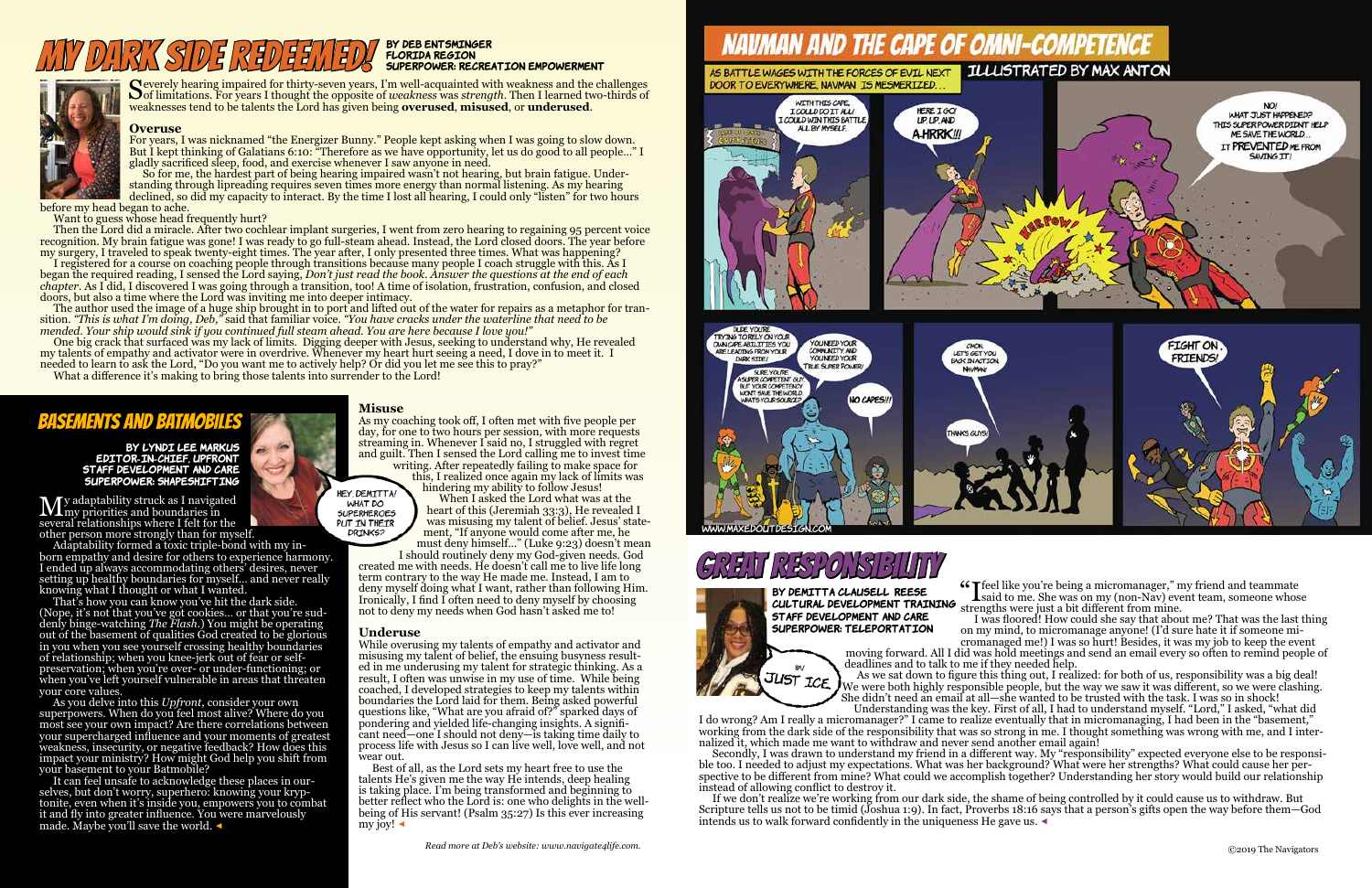# My Dark Side Redeemed!

**By Deb Entsminger**
**Florida Region**
**Superpower: Recreation Empowerment**

Severely hearing impaired for thirty-seven years, I'm well-acquainted with weakness and the challenges of limitations. For years I thought the opposite of *weakness* was *strength*. Then I learned two-thirds of weaknesses tend to be talents the Lord has given being **overused**, **misused**, or **underused**.

### Overuse

For years, I was nicknamed "the Energizer Bunny." People kept asking when I was going to slow down. But I kept thinking of Galatians 6:10: "Therefore as we have opportunity, let us do good to all people..." I gladly sacrificed sleep, food, and exercise whenever I saw anyone in need.

So for me, the hardest part of being hearing impaired wasn't not hearing, but brain fatigue. Understanding through lipreading requires seven times more energy than normal listening. As my hearing declined, so did my capacity to interact. By the time I lost all hearing, I could only "listen" for two hours before my head began to ache.

Want to guess whose head frequently hurt?

Then the Lord did a miracle. After two cochlear implant surgeries, I went from zero hearing to regaining 95 percent voice recognition. My brain fatigue was gone! I was ready to go full-steam ahead. Instead, the Lord closed doors. The year before my surgery, I traveled to speak twenty-eight times. The year after, I only presented three times. What was happening?

I registered for a course on coaching people through transitions because many people I coach struggle with this. As I began the required reading, I sensed the Lord saying, *Don't just read the book. Answer the questions at the end of each chapter*. As I did, I discovered I was going through a transition, too! A time of isolation, frustration, confusion, and closed doors, but also a time where the Lord was inviting me into deeper intimacy.

The author used the image of a huge ship brought in to port and lifted out of the water for repairs as a metaphor for transition. *"This is what I'm doing, Deb,"* said that familiar voice. *"You have cracks under the waterline that need to be mended. Your ship would sink if you continued full steam ahead. You are here because I love you!"*

One big crack that surfaced was my lack of limits. Digging deeper with Jesus, seeking to understand why, He revealed my talents of empathy and activator were in overdrive. Whenever my heart hurt seeing a need, I dove in to meet it. I needed to learn to ask the Lord, "Do you want me to actively help? Or did you let me see this to pray?"

What a difference it's making to bring those talents into surrender to the Lord!

### Misuse

As my coaching took off, I often met with five people per day, for one to two hours per session, with more requests streaming in. Whenever I said no, I struggled with regret and guilt. Then I sensed the Lord calling me to invest time writing. After repeatedly failing to make space for this, I realized once again my lack of limits was hindering my ability to follow Jesus!

When I asked the Lord what was at the heart of this (Jeremiah 33:3), He revealed I was misusing my talent of belief. Jesus' statement, "If anyone would come after me, he must deny himself..." (Luke 9:23) doesn't mean I should routinely deny my God-given needs. God created me with needs. He doesn't call me to live life long term contrary to the way He made me. Instead, I am to deny myself doing what I want, rather than following Him. Ironically, I find I often need to deny myself by choosing not to deny my needs when God hasn't asked me to!

### Underuse

While overusing my talents of empathy and activator and misusing my talent of belief, the ensuing busyness resulted in me underusing my talent for strategic thinking. As a result, I often was unwise in my use of time. While being coached, I developed strategies to keep my talents within boundaries the Lord laid for them. Being asked powerful questions like, "What are you afraid of?" sparked days of pondering and yielded life-changing insights. A significant need—one I should not deny—is taking time daily to process life with Jesus so I can live well, love well, and not wear out.

Best of all, as the Lord sets my heart free to use the talents He's given me the way He intends, deep healing is taking place. I'm being transformed and beginning to better reflect who the Lord is: one who delights in the well-being of His servant! (Psalm 35:27) Is this ever increasing my joy!

*Read more at Deb's website: www.navigate4life.com.*

# Basements and Batmobiles

**By Lyndi Lee Markus**
**Editor-in-Chief, Upfront**
**Staff Development and Care**
**Superpower: Shapeshifting**

My adaptability struck as I navigated my priorities and boundaries in several relationships where I felt for the other person more strongly than for myself.

Adaptability formed a toxic triple-bond with my inborn empathy and desire for others to experience harmony. I ended up always accommodating others' desires, never setting up healthy boundaries for myself... and never really knowing what I thought or what I wanted.

That's how you can know you've hit the dark side. (Nope, it's not that you've got cookies... or that you're suddenly binge-watching *The Flash*.) You might be operating out of the basement of qualities God created to be glorious in you when you see yourself crossing healthy boundaries of relationship; when you knee-jerk out of fear or self-preservation; when you're over- or under-functioning; or when you've left yourself vulnerable in areas that threaten your core values.

As you delve into this *Upfront*, consider your own superpowers. When do you feel most alive? Where do you most see your own impact? Are there correlations between your supercharged influence and your moments of greatest weakness, insecurity, or negative feedback? How does this impact your ministry? How might God help you shift from your basement to your Batmobile?

It can feel unsafe to acknowledge these places in ourselves, but don't worry, superhero: knowing your kryptonite, even when it's inside you, empowers you to combat it and fly into greater influence. You were marvelously made. Maybe you'll save the world.

# Navman and the Cape of Omni-Competence

**Illustrated by Max Anton**

As battle wages with the forces of evil next door to everywhere, Navman is mesmerized...

With this cape, I could do it all! I could win this battle all by myself.

Here I go! Up, up, and a-hrrk!!!

Kerpow!

No! What just happened? This superpower didn't help me save the world... it prevented me from saving it!

Dude, you're trying to rely on your own cape abilities. Yes you are leading from your dark side!

You need your community and you need your true super power!

Sure, you're a super competent guy, but your competency won't save the world. What's your source?

No capes!!!

C'mon, let's get you back in action, Navman.

Thanks, guys!

Fight on, friends!

www.maxedoutdesign.com

# Great Responsibility

**By Demitta Clausell Reese**
**Cultural Development Training**
**Staff Development and Care**
**Superpower: Teleportation**

"I feel like you're being a micromanager," my friend and teammate said to me. She was on my (non-Nav) event team, someone whose strengths were just a bit different from mine.

I was floored! How could she say that about me? That was the last thing on my mind, to micromanage anyone! (I'd sure hate it if someone micromanaged me!) I was so hurt! Besides, it was my job to keep the event moving forward. All I did was hold meetings and send an email every so often to remind people of deadlines and to talk to me if they needed help.

As we sat down to figure this thing out, I realized: for both of us, responsibility was a big deal! We were both highly responsible people, but the way we saw it was different, so we were clashing. She didn't need an email at all—she wanted to be trusted with the task. I was so in shock!

Understanding was the key. First of all, I had to understand myself. "Lord," I asked, "what did I do wrong? Am I really a micromanager?" I came to realize eventually that in micromanaging, I had been in the "basement," working from the dark side of the responsibility that was so strong in me. I thought something was wrong with me, and I internalized it, which made me want to withdraw and never send another email again!

Secondly, I was drawn to understand my friend in a different way. My "responsibility" expected everyone else to be responsible too. I needed to adjust my expectations. What was her background? What were her strengths? What could cause her perspective to be different from mine? What could we accomplish together? Understanding her story would build our relationship instead of allowing conflict to destroy it.

If we don't realize we're working from our dark side, the shame of being controlled by it could cause us to withdraw. But Scripture tells us not to be timid (Joshua 1:9). In fact, Proverbs 18:16 says that a person's gifts open the way before them—God intends us to walk forward confidently in the uniqueness He gave us.

Hey, Demitta! What do superheroes put in their drinks?

By Just Ice

©2019 The Navigators